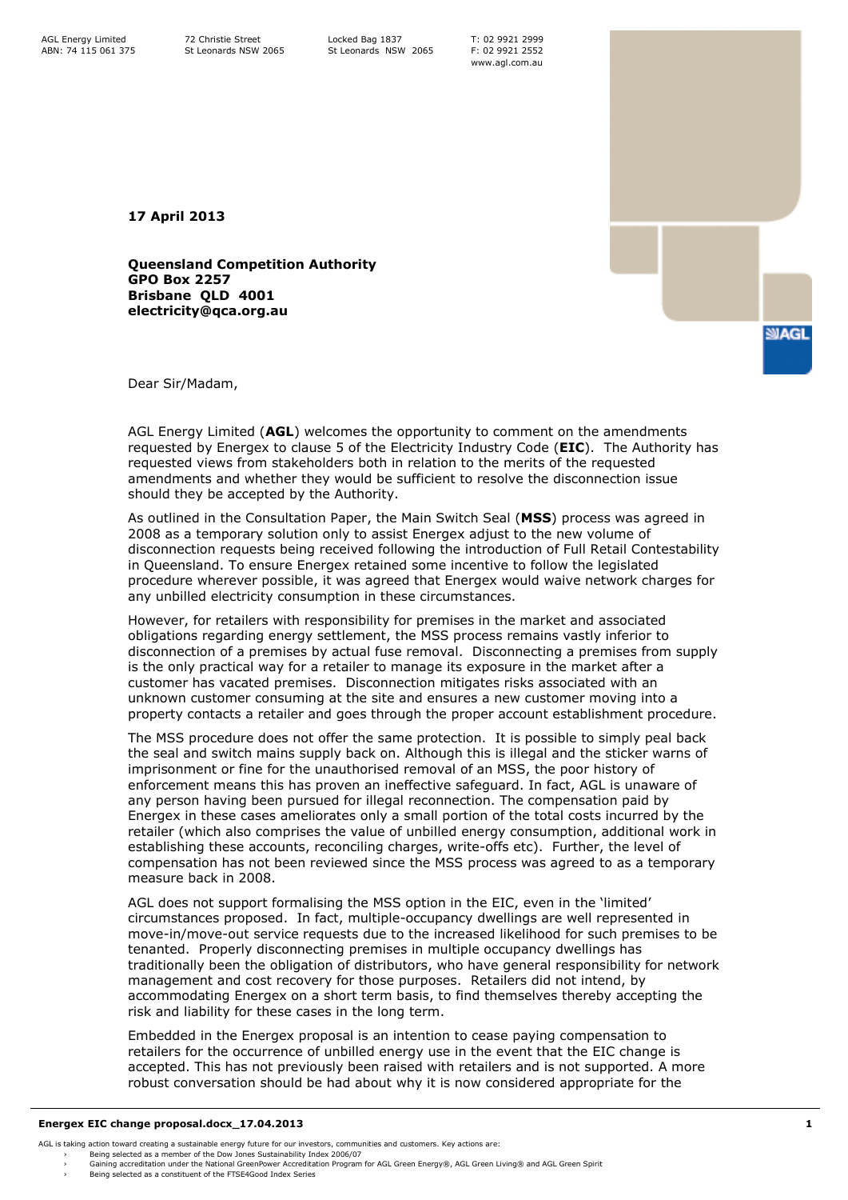AGL Energy Limited
ABN: 74 115 061 375

72 Christie Street
St Leonards NSW 2065

Locked Bag 1837
St Leonards NSW 2065

T: 02 9921 2999
F: 02 9921 2552
www.agl.com.au

**17 April 2013**

**Queensland Competition Authority**
**GPO Box 2257**
**Brisbane QLD 4001**
**electricity@qca.org.au**

Dear Sir/Madam,

AGL Energy Limited (**AGL**) welcomes the opportunity to comment on the amendments requested by Energex to clause 5 of the Electricity Industry Code (**EIC**). The Authority has requested views from stakeholders both in relation to the merits of the requested amendments and whether they would be sufficient to resolve the disconnection issue should they be accepted by the Authority.

As outlined in the Consultation Paper, the Main Switch Seal (**MSS**) process was agreed in 2008 as a temporary solution only to assist Energex adjust to the new volume of disconnection requests being received following the introduction of Full Retail Contestability in Queensland. To ensure Energex retained some incentive to follow the legislated procedure wherever possible, it was agreed that Energex would waive network charges for any unbilled electricity consumption in these circumstances.

However, for retailers with responsibility for premises in the market and associated obligations regarding energy settlement, the MSS process remains vastly inferior to disconnection of a premises by actual fuse removal. Disconnecting a premises from supply is the only practical way for a retailer to manage its exposure in the market after a customer has vacated premises. Disconnection mitigates risks associated with an unknown customer consuming at the site and ensures a new customer moving into a property contacts a retailer and goes through the proper account establishment procedure.

The MSS procedure does not offer the same protection. It is possible to simply peal back the seal and switch mains supply back on. Although this is illegal and the sticker warns of imprisonment or fine for the unauthorised removal of an MSS, the poor history of enforcement means this has proven an ineffective safeguard. In fact, AGL is unaware of any person having been pursued for illegal reconnection. The compensation paid by Energex in these cases ameliorates only a small portion of the total costs incurred by the retailer (which also comprises the value of unbilled energy consumption, additional work in establishing these accounts, reconciling charges, write-offs etc). Further, the level of compensation has not been reviewed since the MSS process was agreed to as a temporary measure back in 2008.

AGL does not support formalising the MSS option in the EIC, even in the 'limited' circumstances proposed. In fact, multiple-occupancy dwellings are well represented in move-in/move-out service requests due to the increased likelihood for such premises to be tenanted. Properly disconnecting premises in multiple occupancy dwellings has traditionally been the obligation of distributors, who have general responsibility for network management and cost recovery for those purposes. Retailers did not intend, by accommodating Energex on a short term basis, to find themselves thereby accepting the risk and liability for these cases in the long term.

Embedded in the Energex proposal is an intention to cease paying compensation to retailers for the occurrence of unbilled energy use in the event that the EIC change is accepted. This has not previously been raised with retailers and is not supported. A more robust conversation should be had about why it is now considered appropriate for the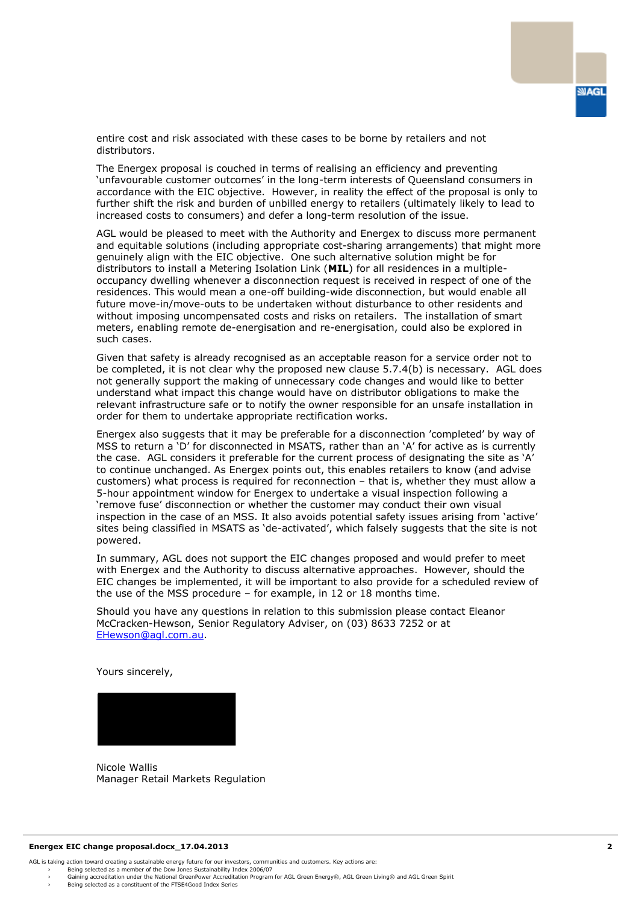entire cost and risk associated with these cases to be borne by retailers and not distributors.

The Energex proposal is couched in terms of realising an efficiency and preventing 'unfavourable customer outcomes' in the long-term interests of Queensland consumers in accordance with the EIC objective. However, in reality the effect of the proposal is only to further shift the risk and burden of unbilled energy to retailers (ultimately likely to lead to increased costs to consumers) and defer a long-term resolution of the issue.

AGL would be pleased to meet with the Authority and Energex to discuss more permanent and equitable solutions (including appropriate cost-sharing arrangements) that might more genuinely align with the EIC objective. One such alternative solution might be for distributors to install a Metering Isolation Link (**MIL**) for all residences in a multiple-occupancy dwelling whenever a disconnection request is received in respect of one of the residences. This would mean a one-off building-wide disconnection, but would enable all future move-in/move-outs to be undertaken without disturbance to other residents and without imposing uncompensated costs and risks on retailers. The installation of smart meters, enabling remote de-energisation and re-energisation, could also be explored in such cases.

Given that safety is already recognised as an acceptable reason for a service order not to be completed, it is not clear why the proposed new clause 5.7.4(b) is necessary. AGL does not generally support the making of unnecessary code changes and would like to better understand what impact this change would have on distributor obligations to make the relevant infrastructure safe or to notify the owner responsible for an unsafe installation in order for them to undertake appropriate rectification works.

Energex also suggests that it may be preferable for a disconnection 'completed' by way of MSS to return a 'D' for disconnected in MSATS, rather than an 'A' for active as is currently the case. AGL considers it preferable for the current process of designating the site as 'A' to continue unchanged. As Energex points out, this enables retailers to know (and advise customers) what process is required for reconnection – that is, whether they must allow a 5-hour appointment window for Energex to undertake a visual inspection following a 'remove fuse' disconnection or whether the customer may conduct their own visual inspection in the case of an MSS. It also avoids potential safety issues arising from 'active' sites being classified in MSATS as 'de-activated', which falsely suggests that the site is not powered.

In summary, AGL does not support the EIC changes proposed and would prefer to meet with Energex and the Authority to discuss alternative approaches. However, should the EIC changes be implemented, it will be important to also provide for a scheduled review of the use of the MSS procedure – for example, in 12 or 18 months time.

Should you have any questions in relation to this submission please contact Eleanor McCracken-Hewson, Senior Regulatory Adviser, on (03) 8633 7252 or at EHewson@agl.com.au.

Yours sincerely,

Nicole Wallis
Manager Retail Markets Regulation

AGL is taking action toward creating a sustainable energy future for our investors, communities and customers. Key actions are:

- Being selected as a member of the Dow Jones Sustainability Index 2006/07
- Gaining accreditation under the National GreenPower Accreditation Program for AGL Green Energy®, AGL Green Living® and AGL Green Spirit
- Being selected as a constituent of the FTSE4Good Index Series